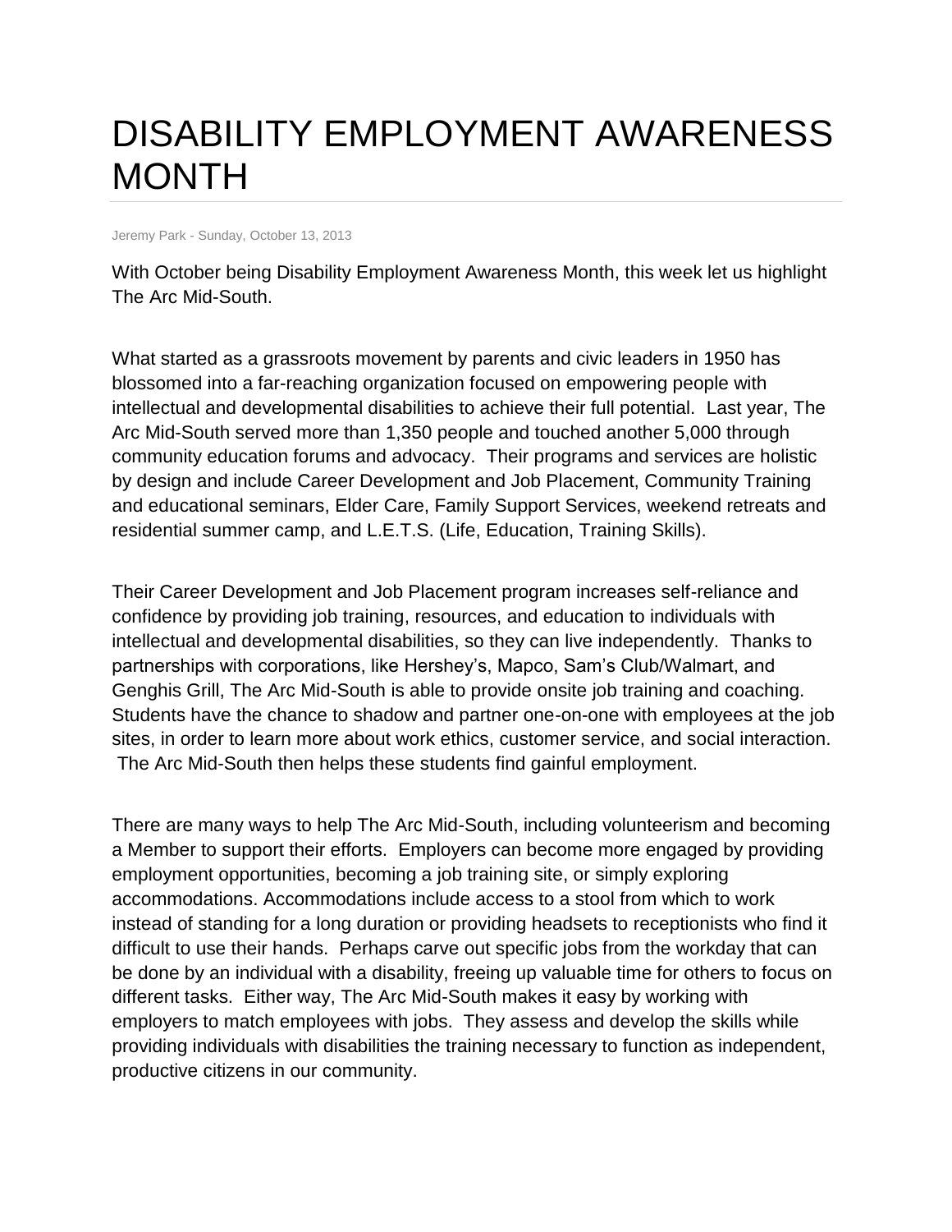# DISABILITY EMPLOYMENT AWARENESS MONTH

Jeremy Park - Sunday, October 13, 2013

With October being Disability Employment Awareness Month, this week let us highlight The Arc Mid-South.

What started as a grassroots movement by parents and civic leaders in 1950 has blossomed into a far-reaching organization focused on empowering people with intellectual and developmental disabilities to achieve their full potential. Last year, The Arc Mid-South served more than 1,350 people and touched another 5,000 through community education forums and advocacy. Their programs and services are holistic by design and include Career Development and Job Placement, Community Training and educational seminars, Elder Care, Family Support Services, weekend retreats and residential summer camp, and L.E.T.S. (Life, Education, Training Skills).

Their Career Development and Job Placement program increases self-reliance and confidence by providing job training, resources, and education to individuals with intellectual and developmental disabilities, so they can live independently. Thanks to partnerships with corporations, like Hershey's, Mapco, Sam's Club/Walmart, and Genghis Grill, The Arc Mid-South is able to provide onsite job training and coaching. Students have the chance to shadow and partner one-on-one with employees at the job sites, in order to learn more about work ethics, customer service, and social interaction. The Arc Mid-South then helps these students find gainful employment.

There are many ways to help The Arc Mid-South, including volunteerism and becoming a Member to support their efforts. Employers can become more engaged by providing employment opportunities, becoming a job training site, or simply exploring accommodations. Accommodations include access to a stool from which to work instead of standing for a long duration or providing headsets to receptionists who find it difficult to use their hands. Perhaps carve out specific jobs from the workday that can be done by an individual with a disability, freeing up valuable time for others to focus on different tasks. Either way, The Arc Mid-South makes it easy by working with employers to match employees with jobs. They assess and develop the skills while providing individuals with disabilities the training necessary to function as independent, productive citizens in our community.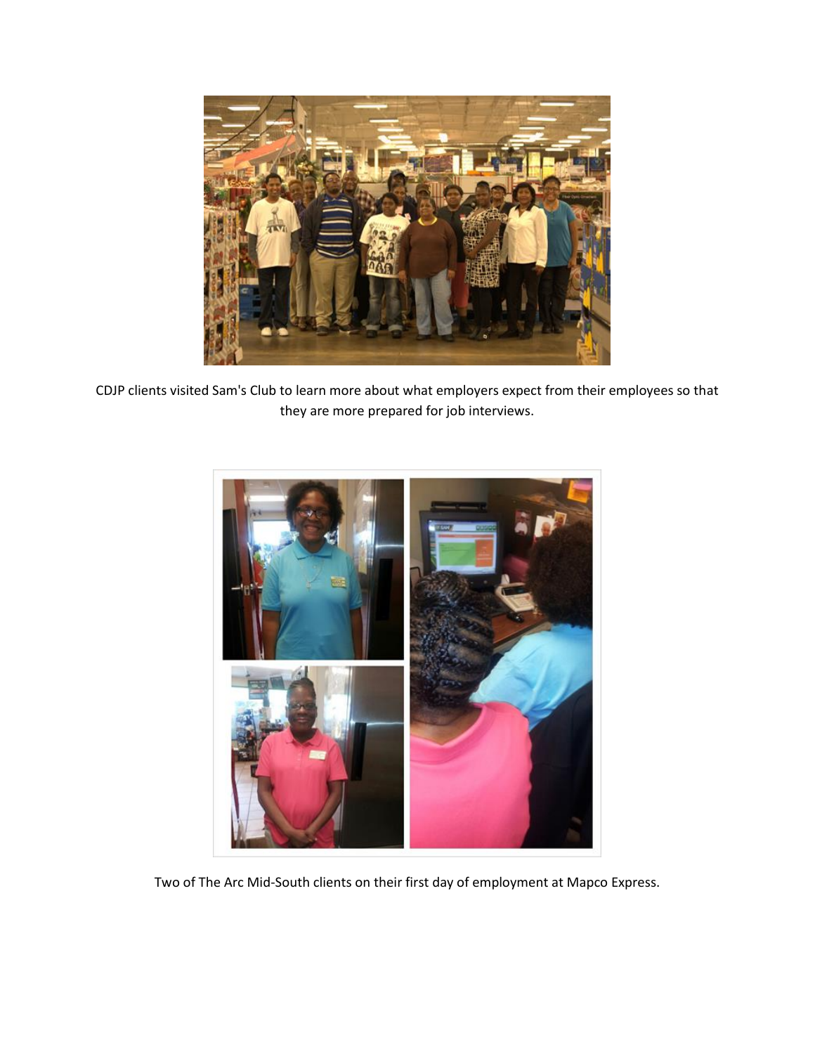CDJP clients visited Sam's Club to learn more about what employers expect from their employees so that they are more prepared for job interviews.

Two of The Arc Mid-South clients on their first day of employment at Mapco Express.